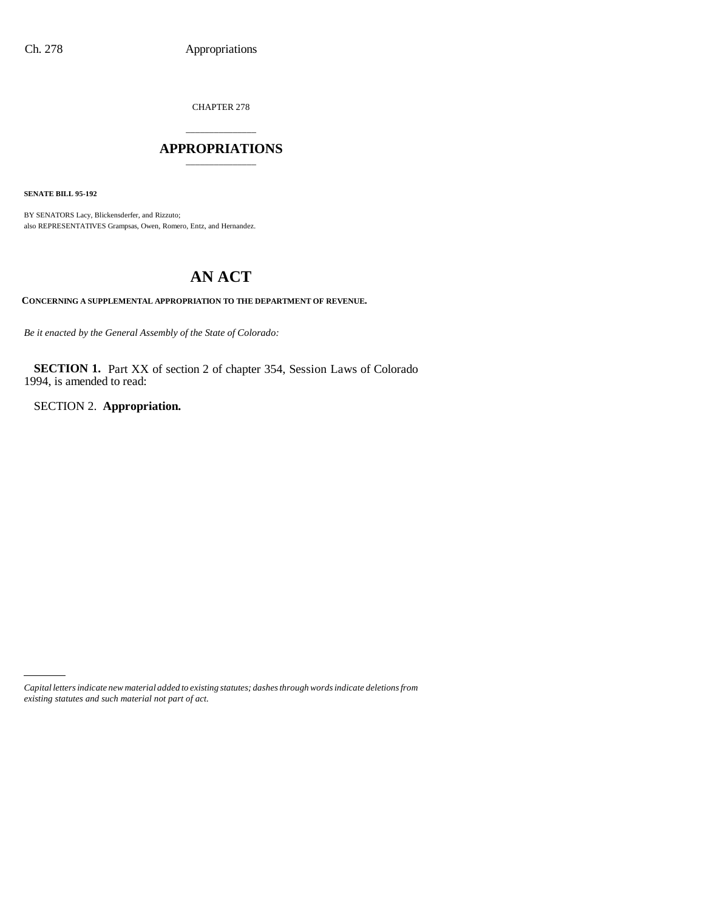CHAPTER 278

# APPROPRIATIONS

**SENATE BILL 95-192**

BY SENATORS Lacy, Blickensderfer, and Rizzuto;
also REPRESENTATIVES Grampsas, Owen, Romero, Entz, and Hernandez.

# AN ACT

**CONCERNING A SUPPLEMENTAL APPROPRIATION TO THE DEPARTMENT OF REVENUE.**

*Be it enacted by the General Assembly of the State of Colorado:*

**SECTION 1.** Part XX of section 2 of chapter 354, Session Laws of Colorado 1994, is amended to read:

SECTION 2. **Appropriation.**

*Capital letters indicate new material added to existing statutes; dashes through words indicate deletions from existing statutes and such material not part of act.*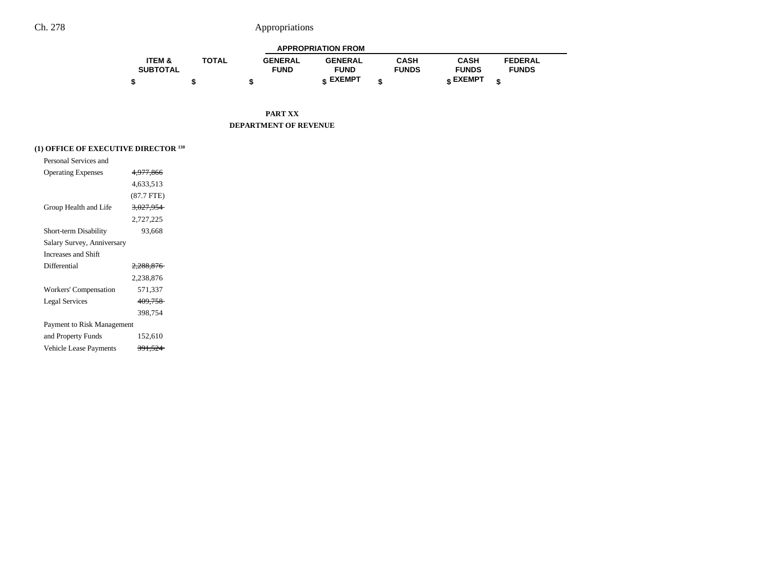| | ITEM & SUBTOTAL | TOTAL | APPROPRIATION FROM GENERAL FUND | GENERAL FUND EXEMPT | CASH FUNDS | CASH FUNDS EXEMPT | FEDERAL FUNDS |
|---|---|---|---|---|---|---|---|
| | $ | $ | $ | $ | $ | $ | $ |

**PART XX**

**DEPARTMENT OF REVENUE**

**(1) OFFICE OF EXECUTIVE DIRECTOR** [130]

| | ITEM & SUBTOTAL | TOTAL | GENERAL FUND | GENERAL FUND EXEMPT | CASH FUNDS | CASH FUNDS EXEMPT | FEDERAL FUNDS |
|---|---|---|---|---|---|---|---|
| Personal Services and Operating Expenses | ~~4,977,866~~ 4,633,513 (87.7 FTE) | | | | | | |
| Group Health and Life | ~~3,027,954~~ 2,727,225 | | | | | | |
| Short-term Disability | 93,668 | | | | | | |
| Salary Survey, Anniversary Increases and Shift Differential | ~~2,288,876~~ 2,238,876 | | | | | | |
| Workers' Compensation | 571,337 | | | | | | |
| Legal Services | ~~409,758~~ 398,754 | | | | | | |
| Payment to Risk Management and Property Funds | 152,610 | | | | | | |
| Vehicle Lease Payments | ~~391,524~~ | | | | | | |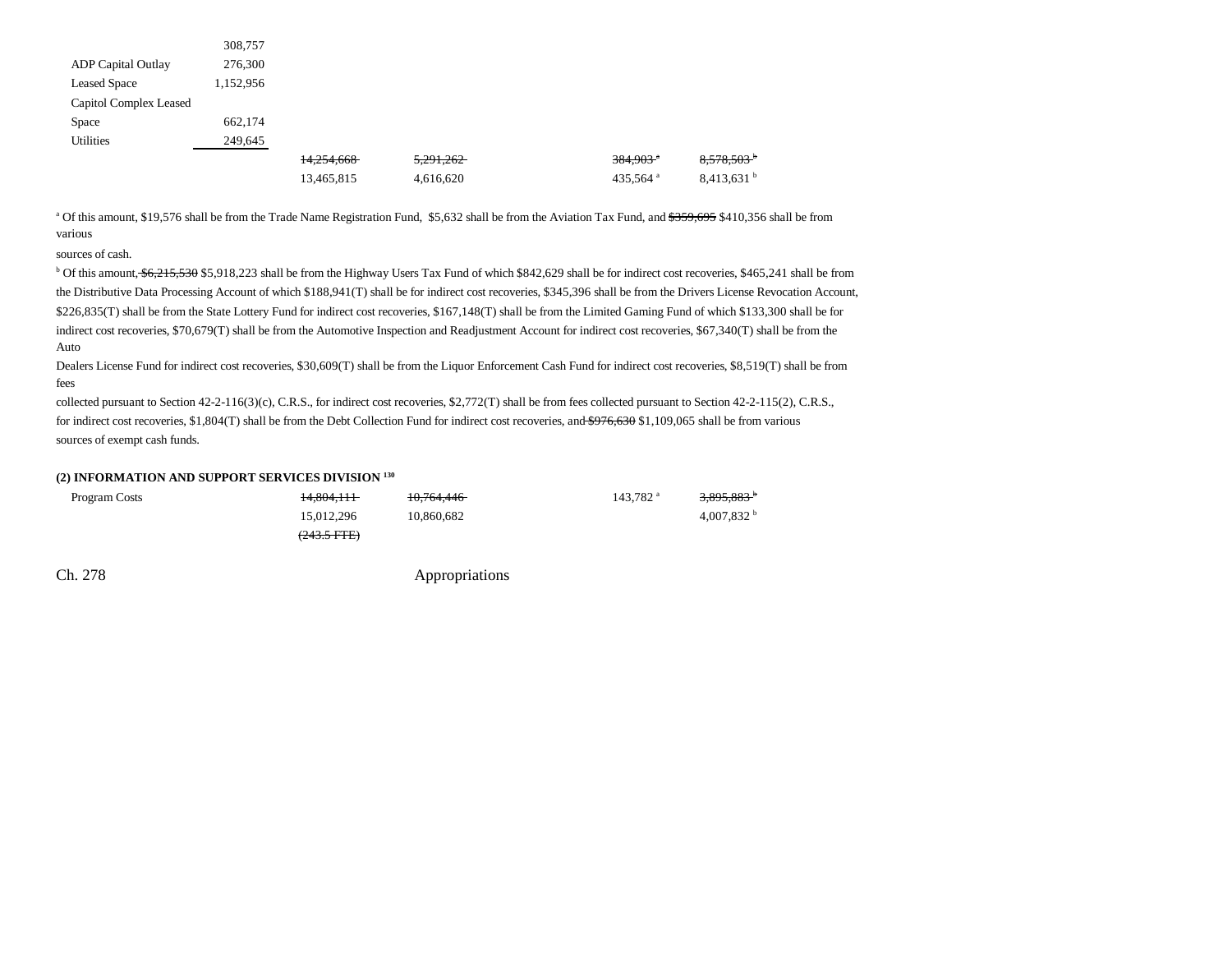| | | | | | | |
|---|---|---|---|---|---|---|
| | 308,757 | | | | | |
| ADP Capital Outlay | 276,300 | | | | | |
| Leased Space | 1,152,956 | | | | | |
| Capitol Complex Leased Space | 662,174 | | | | | |
| Utilities | 249,645 | | | | | |
| | | ~~14,254,668~~ | ~~5,291,262~~ | | ~~384,903~~ [a] | ~~8,578,503~~ [b] |
| | | 13,465,815 | 4,616,620 | | 435,564 [a] | 8,413,631 [b] |

[a] Of this amount, $19,576 shall be from the Trade Name Registration Fund, $5,632 shall be from the Aviation Tax Fund, and ~~$359,695~~ $410,356 shall be from various sources of cash.

[b] Of this amount, ~~$6,215,530~~ $5,918,223 shall be from the Highway Users Tax Fund of which $842,629 shall be for indirect cost recoveries, $465,241 shall be from the Distributive Data Processing Account of which $188,941(T) shall be for indirect cost recoveries, $345,396 shall be from the Drivers License Revocation Account, $226,835(T) shall be from the State Lottery Fund for indirect cost recoveries, $167,148(T) shall be from the Limited Gaming Fund of which $133,300 shall be for indirect cost recoveries, $70,679(T) shall be from the Automotive Inspection and Readjustment Account for indirect cost recoveries, $67,340(T) shall be from the Auto Dealers License Fund for indirect cost recoveries, $30,609(T) shall be from the Liquor Enforcement Cash Fund for indirect cost recoveries, $8,519(T) shall be from fees collected pursuant to Section 42-2-116(3)(c), C.R.S., for indirect cost recoveries, $2,772(T) shall be from fees collected pursuant to Section 42-2-115(2), C.R.S., for indirect cost recoveries, $1,804(T) shall be from the Debt Collection Fund for indirect cost recoveries, and ~~$976,630~~ $1,109,065 shall be from various sources of exempt cash funds.

**(2) INFORMATION AND SUPPORT SERVICES DIVISION [130]**

| | | | | | | |
|---|---|---|---|---|---|---|
| Program Costs | | ~~14,804,111~~ | ~~10,764,446~~ | | 143,782 [a] | ~~3,895,883~~ [b] |
| | | 15,012,296 | 10,860,682 | | | 4,007,832 [b] |
| | | ~~(243.5 FTE)~~ | | | | |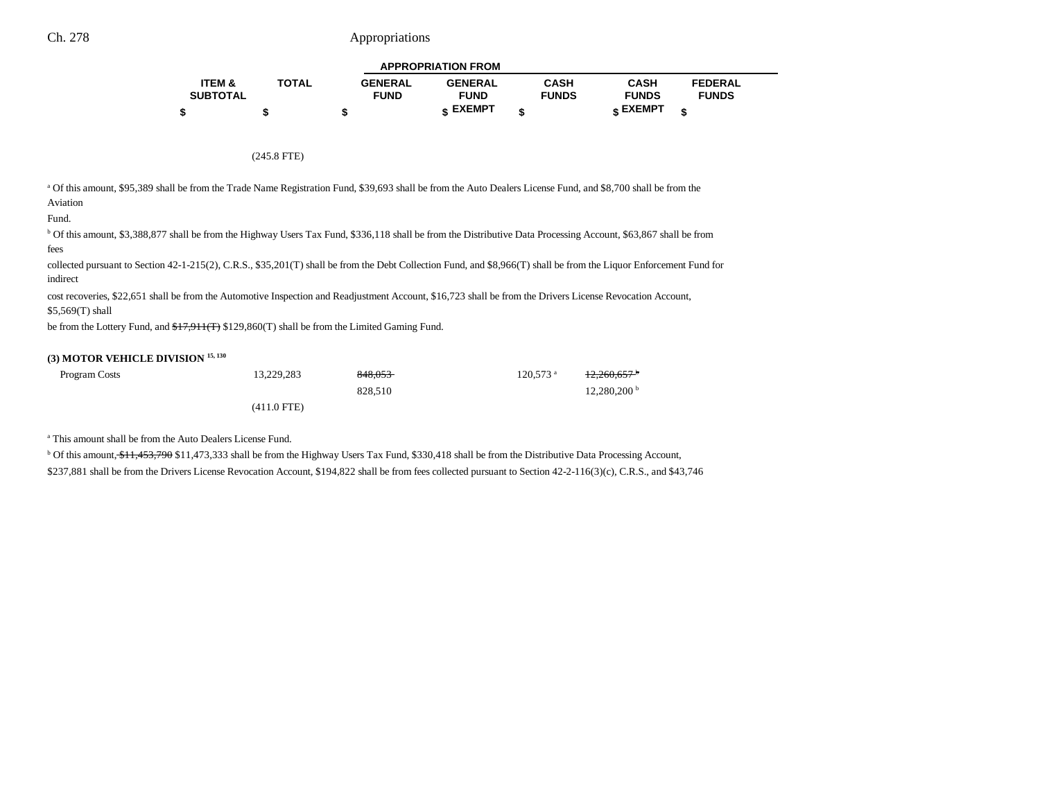| | ITEM & SUBTOTAL | TOTAL | GENERAL FUND | GENERAL FUND EXEMPT | CASH FUNDS | CASH FUNDS EXEMPT | FEDERAL FUNDS |
|---|---|---|---|---|---|---|---|
| | $ | $ | $ | $ | $ | $ | $ |
| | | (245.8 FTE) | | | | | |

[a] Of this amount, $95,389 shall be from the Trade Name Registration Fund, $39,693 shall be from the Auto Dealers License Fund, and $8,700 shall be from the Aviation Fund.

[b] Of this amount, $3,388,877 shall be from the Highway Users Tax Fund, $336,118 shall be from the Distributive Data Processing Account, $63,867 shall be from fees collected pursuant to Section 42-1-215(2), C.R.S., $35,201(T) shall be from the Debt Collection Fund, and $8,966(T) shall be from the Liquor Enforcement Fund for indirect cost recoveries, $22,651 shall be from the Automotive Inspection and Readjustment Account, $16,723 shall be from the Drivers License Revocation Account, $5,569(T) shall be from the Lottery Fund, and ~~$17,911(T)~~ $129,860(T) shall be from the Limited Gaming Fund.

**(3) MOTOR VEHICLE DIVISION [15, 130]**

| | ITEM & SUBTOTAL | TOTAL | GENERAL FUND | GENERAL FUND EXEMPT | CASH FUNDS | CASH FUNDS EXEMPT | FEDERAL FUNDS |
|---|---|---|---|---|---|---|---|
| Program Costs | | 13,229,283 | ~~848,053~~ | | 120,573 [a] | ~~12,260,657~~ [b] | |
| | | | 828,510 | | | 12,280,200 [b] | |
| | | (411.0 FTE) | | | | | |

[a] This amount shall be from the Auto Dealers License Fund.

[b] Of this amount, ~~$11,453,790~~ $11,473,333 shall be from the Highway Users Tax Fund, $330,418 shall be from the Distributive Data Processing Account, $237,881 shall be from the Drivers License Revocation Account, $194,822 shall be from fees collected pursuant to Section 42-2-116(3)(c), C.R.S., and $43,746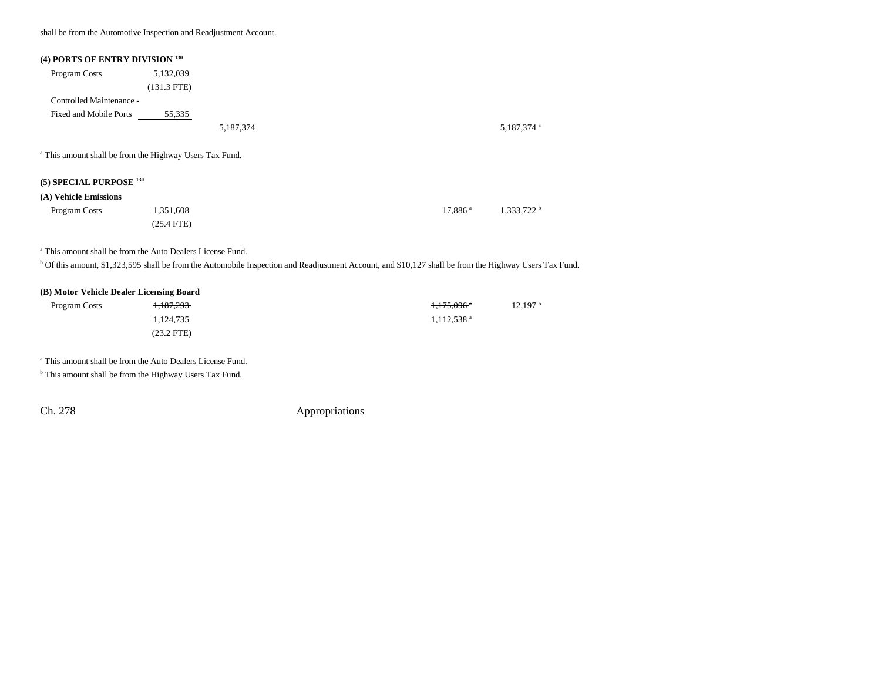shall be from the Automotive Inspection and Readjustment Account.

**(4) PORTS OF ENTRY DIVISION [130]**

| | | | | |
|---|---|---|---|---|
| Program Costs | 5,132,039 | | | |
| | (131.3 FTE) | | | |
| Controlled Maintenance - | | | | |
| Fixed and Mobile Ports | 55,335 | | | |
| | | 5,187,374 | | 5,187,374 [a] |

[a] This amount shall be from the Highway Users Tax Fund.

**(5) SPECIAL PURPOSE [130]**

**(A) Vehicle Emissions**

| | | | |
|---|---|---|---|
| Program Costs | 1,351,608 | 17,886 [a] | 1,333,722 [b] |
| | (25.4 FTE) | | |

[a] This amount shall be from the Auto Dealers License Fund.

[b] Of this amount, $1,323,595 shall be from the Automobile Inspection and Readjustment Account, and $10,127 shall be from the Highway Users Tax Fund.

**(B) Motor Vehicle Dealer Licensing Board**

| | | | |
|---|---|---|---|
| Program Costs | ~~1,187,293~~ | ~~1,175,096~~ [a] | 12,197 [b] |
| | 1,124,735 | 1,112,538 [a] | |
| | (23.2 FTE) | | |

[a] This amount shall be from the Auto Dealers License Fund.

[b] This amount shall be from the Highway Users Tax Fund.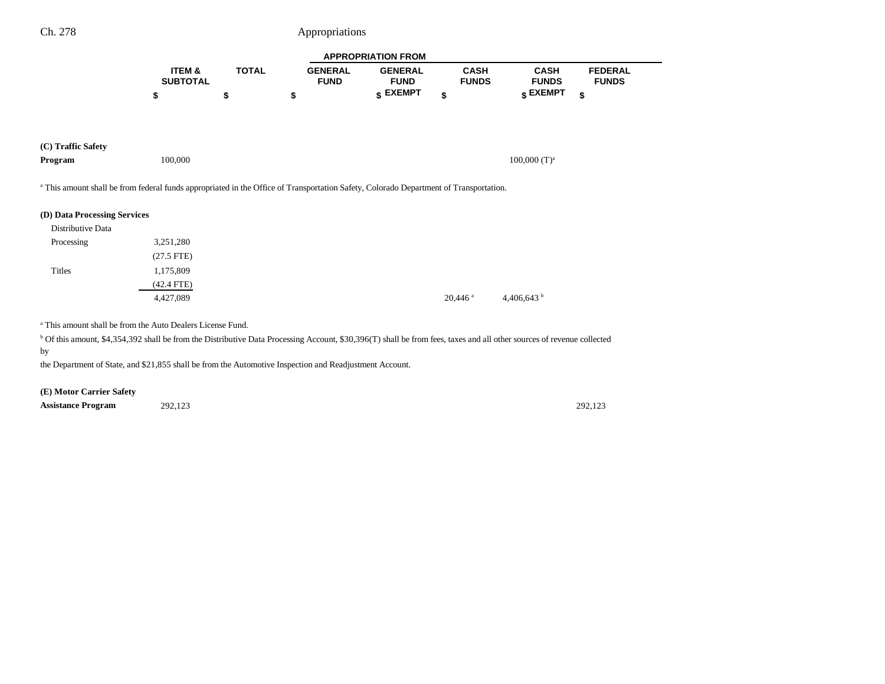| | ITEM & SUBTOTAL | TOTAL | GENERAL FUND | GENERAL FUND EXEMPT | CASH FUNDS | CASH FUNDS EXEMPT | FEDERAL FUNDS |
|---|---|---|---|---|---|---|---|
| | $ | $ | $ | $ | $ | $ | $ |
| **(C) Traffic Safety Program** | 100,000 | | | | | 100,000 (T)[a] | |

[a] This amount shall be from federal funds appropriated in the Office of Transportation Safety, Colorado Department of Transportation.

| | ITEM & SUBTOTAL | TOTAL | GENERAL FUND | GENERAL FUND EXEMPT | CASH FUNDS | CASH FUNDS EXEMPT | FEDERAL FUNDS |
|---|---|---|---|---|---|---|---|
| **(D) Data Processing Services** | | | | | | | |
| Distributive Data Processing | 3,251,280 | | | | | | |
| | (27.5 FTE) | | | | | | |
| Titles | 1,175,809 | | | | | | |
| | (42.4 FTE) | | | | | | |
| | 4,427,089 | | | | 20,446 [a] | 4,406,643 [b] | |

[a] This amount shall be from the Auto Dealers License Fund.

[b] Of this amount, $4,354,392 shall be from the Distributive Data Processing Account, $30,396(T) shall be from fees, taxes and all other sources of revenue collected by
the Department of State, and $21,855 shall be from the Automotive Inspection and Readjustment Account.

| | ITEM & SUBTOTAL | TOTAL | GENERAL FUND | GENERAL FUND EXEMPT | CASH FUNDS | CASH FUNDS EXEMPT | FEDERAL FUNDS |
|---|---|---|---|---|---|---|---|
| **(E) Motor Carrier Safety Assistance Program** | 292,123 | | | | | | 292,123 |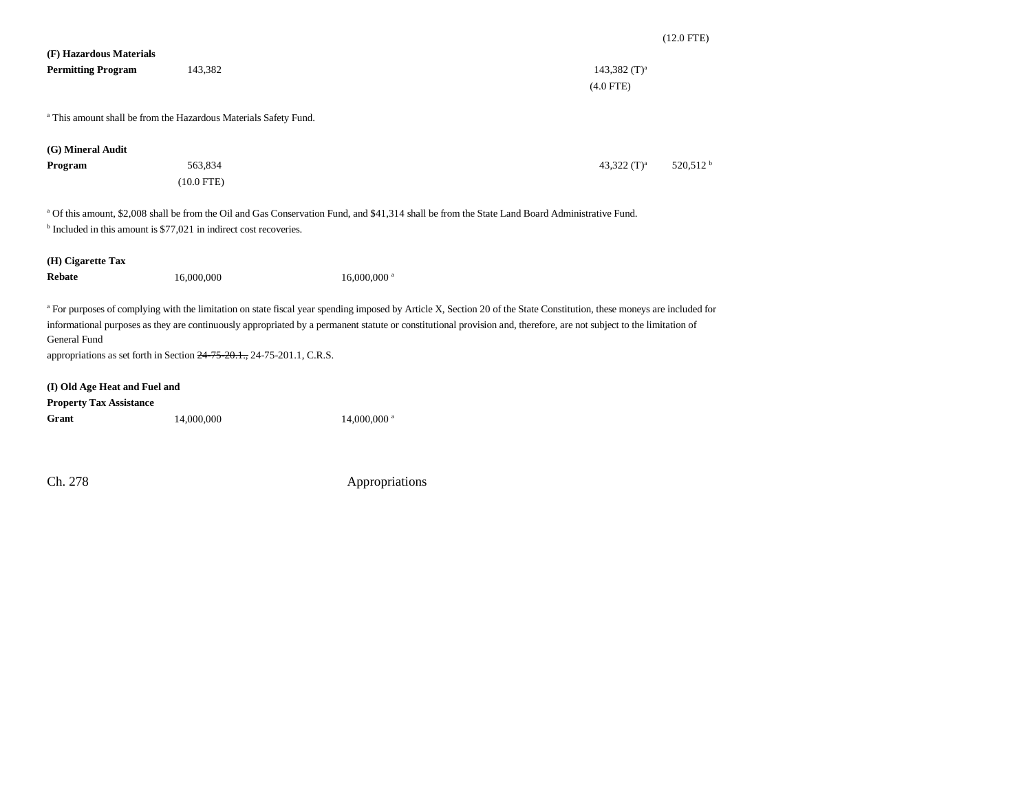| | | | | | |
|---|---|---|---|---|---|
| | | | | | (12.0 FTE) |
| **(F) Hazardous Materials Permitting Program** | 143,382 | | | 143,382 (T)[a] (4.0 FTE) | |

[a] This amount shall be from the Hazardous Materials Safety Fund.

| | | | | | |
|---|---|---|---|---|---|
| **(G) Mineral Audit Program** | 563,834 (10.0 FTE) | | | 43,322 (T)[a] | 520,512 [b] |

[a] Of this amount, $2,008 shall be from the Oil and Gas Conservation Fund, and $41,314 shall be from the State Land Board Administrative Fund.
[b] Included in this amount is $77,021 in indirect cost recoveries.

| | | | | | |
|---|---|---|---|---|---|
| **(H) Cigarette Tax Rebate** | 16,000,000 | 16,000,000 [a] | | | |

[a] For purposes of complying with the limitation on state fiscal year spending imposed by Article X, Section 20 of the State Constitution, these moneys are included for informational purposes as they are continuously appropriated by a permanent statute or constitutional provision and, therefore, are not subject to the limitation of General Fund appropriations as set forth in Section ~~24-75-20.1.,~~ 24-75-201.1, C.R.S.

| | | | | | |
|---|---|---|---|---|---|
| **(I) Old Age Heat and Fuel and Property Tax Assistance Grant** | 14,000,000 | 14,000,000 [a] | | | |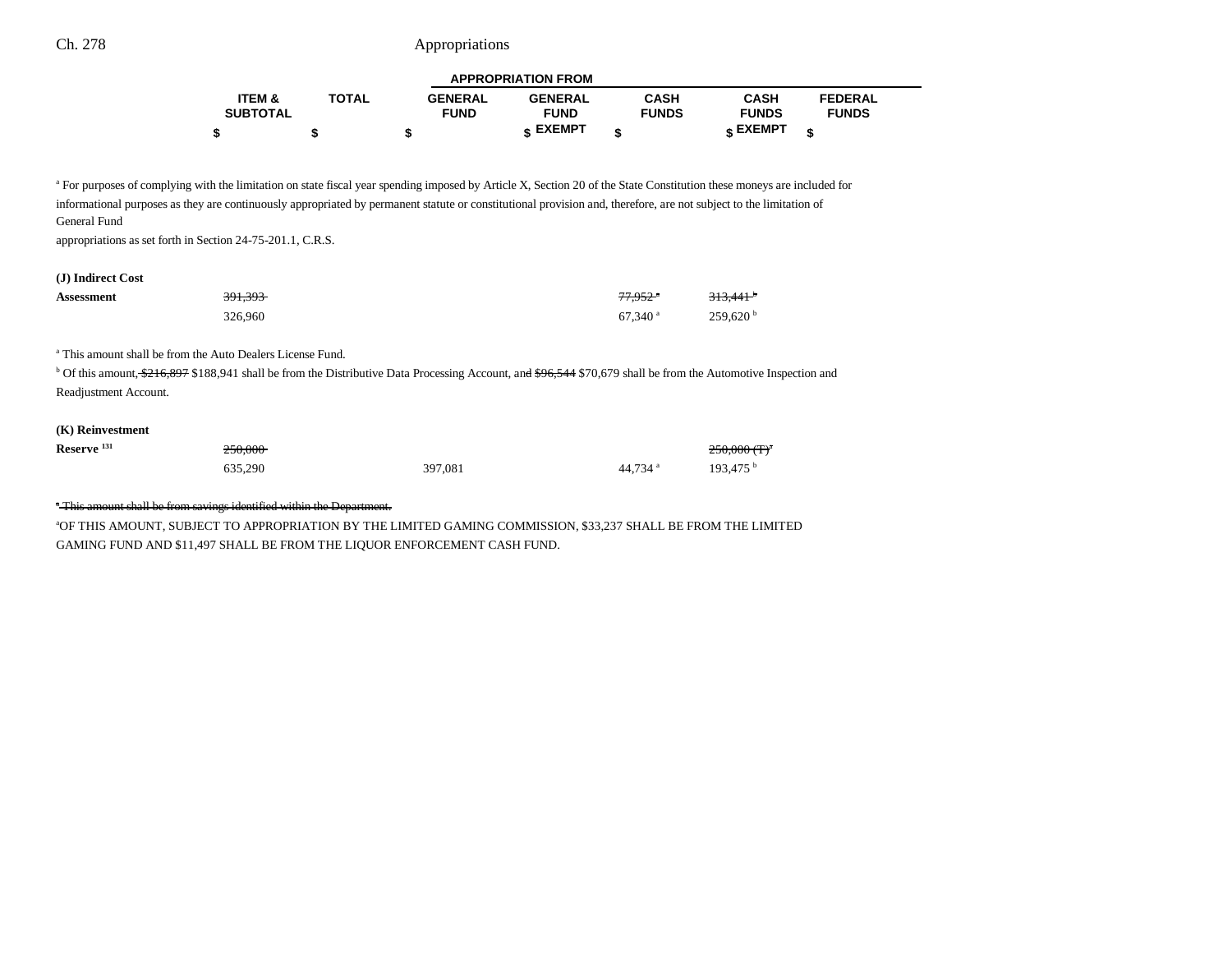| | ITEM & SUBTOTAL | TOTAL | GENERAL FUND | GENERAL FUND EXEMPT | CASH FUNDS | CASH FUNDS EXEMPT | FEDERAL FUNDS |
|---|---|---|---|---|---|---|---|
| | $ | $ | $ | $ | $ | $ | $ |

[a] For purposes of complying with the limitation on state fiscal year spending imposed by Article X, Section 20 of the State Constitution these moneys are included for informational purposes as they are continuously appropriated by permanent statute or constitutional provision and, therefore, are not subject to the limitation of General Fund appropriations as set forth in Section 24-75-201.1, C.R.S.

| | ITEM & SUBTOTAL | TOTAL | GENERAL FUND | GENERAL FUND EXEMPT | CASH FUNDS | CASH FUNDS EXEMPT | FEDERAL FUNDS |
|---|---|---|---|---|---|---|---|
| **(J) Indirect Cost Assessment** | ~~391,393~~ | | | | ~~77,952[a]~~ | ~~313,441[b]~~ | |
| | 326,960 | | | | 67,340[a] | 259,620[b] | |

[a] This amount shall be from the Auto Dealers License Fund.

[b] Of this amount, ~~$216,897~~ $188,941 shall be from the Distributive Data Processing Account, and ~~$96,544~~ $70,679 shall be from the Automotive Inspection and Readjustment Account.

| | ITEM & SUBTOTAL | TOTAL | GENERAL FUND | GENERAL FUND EXEMPT | CASH FUNDS | CASH FUNDS EXEMPT | FEDERAL FUNDS |
|---|---|---|---|---|---|---|---|
| **(K) Reinvestment Reserve [131]** | ~~250,000~~ | | | | | ~~250,000 (T)[a]~~ | |
| | 635,290 | | 397,081 | | 44,734[a] | 193,475[b] | |

~~[a] This amount shall be from savings identified within the Department.~~

[a]OF THIS AMOUNT, SUBJECT TO APPROPRIATION BY THE LIMITED GAMING COMMISSION, $33,237 SHALL BE FROM THE LIMITED GAMING FUND AND $11,497 SHALL BE FROM THE LIQUOR ENFORCEMENT CASH FUND.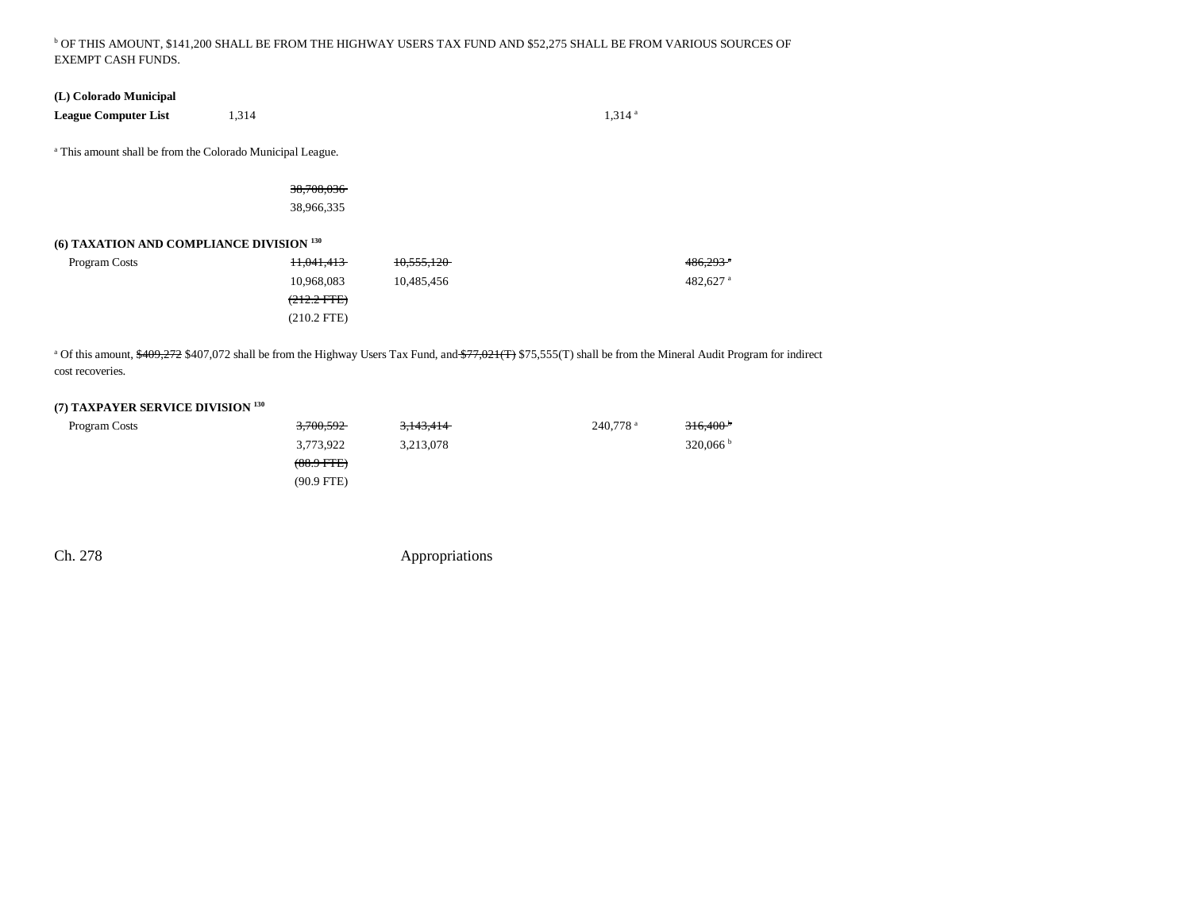[b] OF THIS AMOUNT, $141,200 SHALL BE FROM THE HIGHWAY USERS TAX FUND AND $52,275 SHALL BE FROM VARIOUS SOURCES OF EXEMPT CASH FUNDS.

| | | | | | |
|---|---|---|---|---|---|
| **(L) Colorado Municipal League Computer List** | 1,314 | | | 1,314 [a] | |

[a] This amount shall be from the Colorado Municipal League.

| | |
|---|---|
| | ~~38,708,036~~ |
| | 38,966,335 |

**(6) TAXATION AND COMPLIANCE DIVISION [130]**

| | | | | | |
|---|---|---|---|---|---|
| Program Costs | ~~11,041,413~~ | ~~10,555,120~~ | | | ~~486,293~~ [a] |
| | 10,968,083 | 10,485,456 | | | 482,627 [a] |
| | ~~(212.2 FTE)~~ | | | | |
| | (210.2 FTE) | | | | |

[a] Of this amount, ~~$409,272~~ $407,072 shall be from the Highway Users Tax Fund, and ~~$77,021(T)~~ $75,555(T) shall be from the Mineral Audit Program for indirect cost recoveries.

**(7) TAXPAYER SERVICE DIVISION [130]**

| | | | | | |
|---|---|---|---|---|---|
| Program Costs | ~~3,700,592~~ | ~~3,143,414~~ | | 240,778 [a] | ~~316,400~~ [b] |
| | 3,773,922 | 3,213,078 | | | 320,066 [b] |
| | ~~(88.9 FTE)~~ | | | | |
| | (90.9 FTE) | | | | |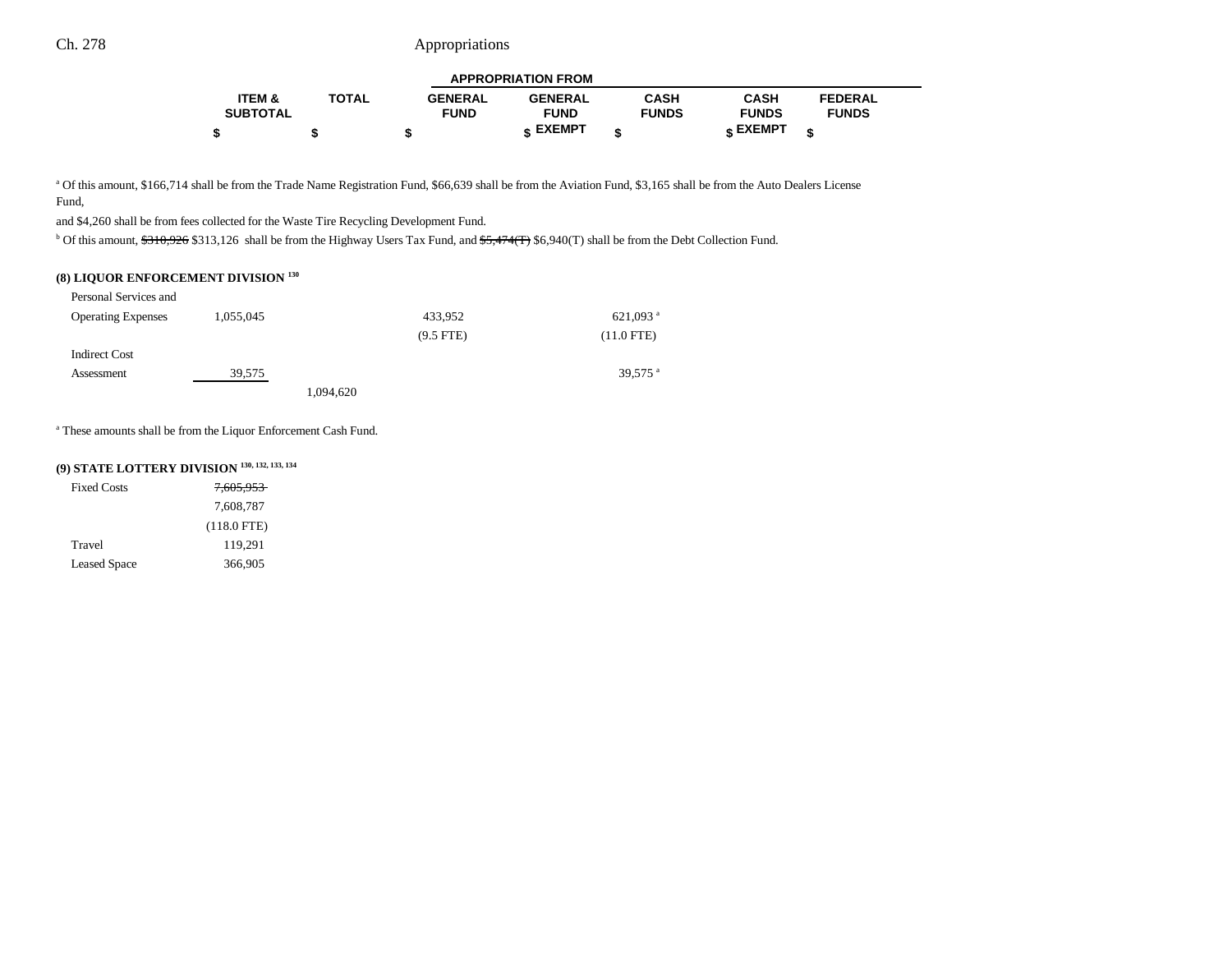| | ITEM & SUBTOTAL | TOTAL | GENERAL FUND | GENERAL FUND EXEMPT | CASH FUNDS | CASH FUNDS EXEMPT | FEDERAL FUNDS |
|---|---|---|---|---|---|---|---|
| | $ | $ | $ | $ | $ | $ | $ |

[a] Of this amount, $166,714 shall be from the Trade Name Registration Fund, $66,639 shall be from the Aviation Fund, $3,165 shall be from the Auto Dealers License Fund,

and $4,260 shall be from fees collected for the Waste Tire Recycling Development Fund.

[b] Of this amount, ~~$310,926~~ $313,126 shall be from the Highway Users Tax Fund, and ~~$5,474(T)~~ $6,940(T) shall be from the Debt Collection Fund.

**(8) LIQUOR ENFORCEMENT DIVISION** [130]

| | ITEM & SUBTOTAL | TOTAL | GENERAL FUND | GENERAL FUND EXEMPT | CASH FUNDS | CASH FUNDS EXEMPT | FEDERAL FUNDS |
|---|---|---|---|---|---|---|---|
| Personal Services and Operating Expenses | 1,055,045 | | 433,952 (9.5 FTE) | | 621,093 [a] (11.0 FTE) | | |
| Indirect Cost Assessment | 39,575 | | | | 39,575 [a] | | |
| | | 1,094,620 | | | | | |

[a] These amounts shall be from the Liquor Enforcement Cash Fund.

**(9) STATE LOTTERY DIVISION** [130, 132, 133, 134]

| | ITEM & SUBTOTAL | TOTAL | GENERAL FUND | GENERAL FUND EXEMPT | CASH FUNDS | CASH FUNDS EXEMPT | FEDERAL FUNDS |
|---|---|---|---|---|---|---|---|
| Fixed Costs | ~~7,605,953~~ 7,608,787 (118.0 FTE) | | | | | | |
| Travel | 119,291 | | | | | | |
| Leased Space | 366,905 | | | | | | |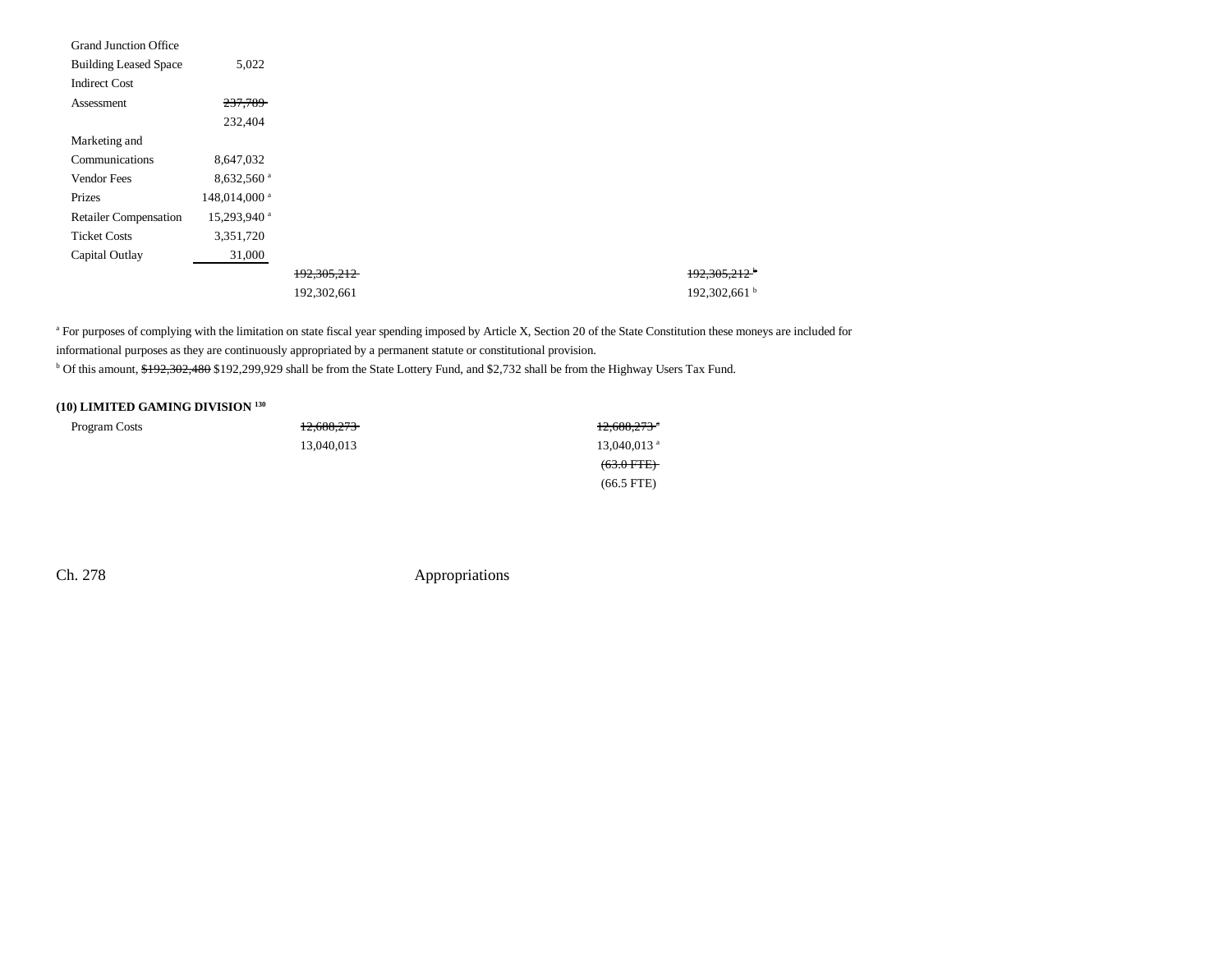| | | | |
|---|---|---|---|
| Grand Junction Office Building Leased Space | 5,022 | | |
| Indirect Cost Assessment | ~~237,789~~ 232,404 | | |
| Marketing and Communications | 8,647,032 | | |
| Vendor Fees | 8,632,560 [a] | | |
| Prizes | 148,014,000 [a] | | |
| Retailer Compensation | 15,293,940 [a] | | |
| Ticket Costs | 3,351,720 | | |
| Capital Outlay | 31,000 | | |
| | | ~~192,305,212~~ 192,302,661 | ~~192,305,212~~ [b] 192,302,661 [b] |

[a] For purposes of complying with the limitation on state fiscal year spending imposed by Article X, Section 20 of the State Constitution these moneys are included for informational purposes as they are continuously appropriated by a permanent statute or constitutional provision.

[b] Of this amount, ~~$192,302,480~~ $192,299,929 shall be from the State Lottery Fund, and $2,732 shall be from the Highway Users Tax Fund.

**(10) LIMITED GAMING DIVISION** [130]

| | | |
|---|---|---|
| Program Costs | ~~12,688,273~~ 13,040,013 | ~~12,688,273~~ [a] 13,040,013 [a] ~~(63.0 FTE)~~ (66.5 FTE) |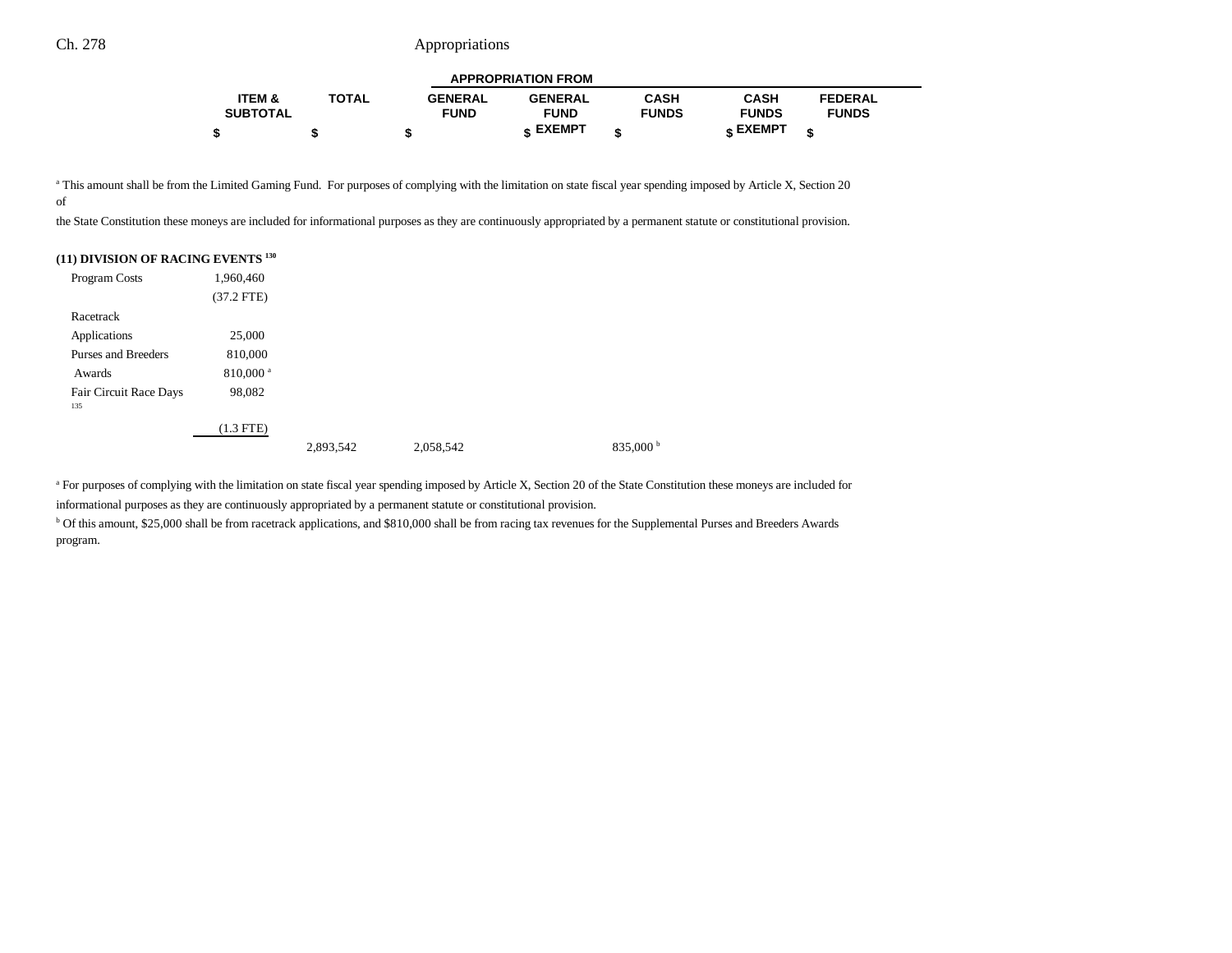| | ITEM & SUBTOTAL | TOTAL | GENERAL FUND | GENERAL FUND EXEMPT | CASH FUNDS | CASH FUNDS EXEMPT | FEDERAL FUNDS |
|---|---|---|---|---|---|---|---|
| | $ | $ | $ | $ | $ | $ | $ |

[a] This amount shall be from the Limited Gaming Fund. For purposes of complying with the limitation on state fiscal year spending imposed by Article X, Section 20 of the State Constitution these moneys are included for informational purposes as they are continuously appropriated by a permanent statute or constitutional provision.

**(11) DIVISION OF RACING EVENTS [130]**

| | ITEM & SUBTOTAL | TOTAL | GENERAL FUND | GENERAL FUND EXEMPT | CASH FUNDS | CASH FUNDS EXEMPT | FEDERAL FUNDS |
|---|---|---|---|---|---|---|---|
| Program Costs | 1,960,460 | | | | | | |
| | (37.2 FTE) | | | | | | |
| Racetrack Applications | 25,000 | | | | | | |
| Purses and Breeders Awards | 810,000 [a] | | | | | | |
| Fair Circuit Race Days [135] | 98,082 | | | | | | |
| | (1.3 FTE) | | | | | | |
| | | 2,893,542 | 2,058,542 | | 835,000 [b] | | |

[a] For purposes of complying with the limitation on state fiscal year spending imposed by Article X, Section 20 of the State Constitution these moneys are included for informational purposes as they are continuously appropriated by a permanent statute or constitutional provision.

[b] Of this amount, $25,000 shall be from racetrack applications, and $810,000 shall be from racing tax revenues for the Supplemental Purses and Breeders Awards program.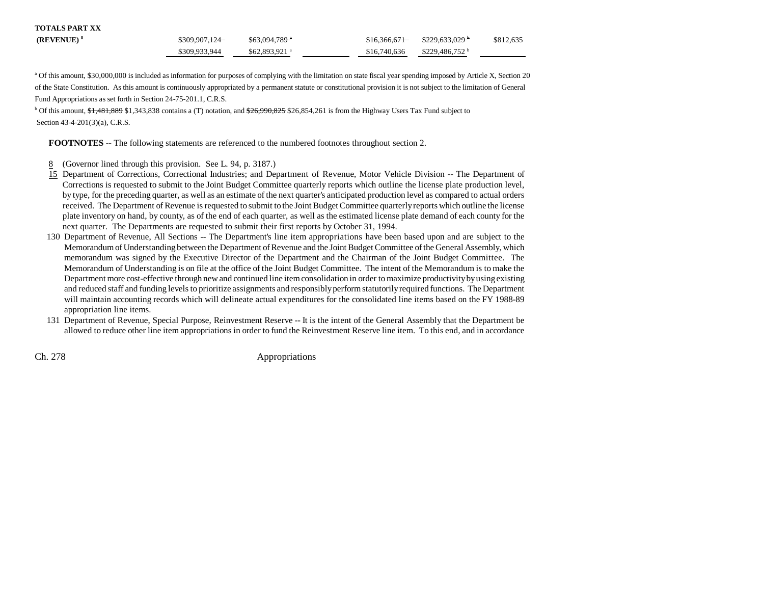| TOTALS PART XX | | | | | | |
|---|---|---|---|---|---|---|
| (REVENUE) [8] | ~~$309,907,124~~ | ~~$63,094,789~~ [a] | | ~~$16,366,671~~ | ~~$229,633,029~~ [b] | $812,635 |
| | $309,933,944 | $62,893,921 [a] | | $16,740,636 | $229,486,752 [b] | |

[a] Of this amount, $30,000,000 is included as information for purposes of complying with the limitation on state fiscal year spending imposed by Article X, Section 20 of the State Constitution. As this amount is continuously appropriated by a permanent statute or constitutional provision it is not subject to the limitation of General Fund Appropriations as set forth in Section 24-75-201.1, C.R.S.

[b] Of this amount, ~~$1,481,889~~ $1,343,838 contains a (T) notation, and ~~$26,990,825~~ $26,854,261 is from the Highway Users Tax Fund subject to Section 43-4-201(3)(a), C.R.S.

**FOOTNOTES** -- The following statements are referenced to the numbered footnotes throughout section 2.

8 (Governor lined through this provision. See L. 94, p. 3187.)

15 Department of Corrections, Correctional Industries; and Department of Revenue, Motor Vehicle Division -- The Department of Corrections is requested to submit to the Joint Budget Committee quarterly reports which outline the license plate production level, by type, for the preceding quarter, as well as an estimate of the next quarter's anticipated production level as compared to actual orders received. The Department of Revenue is requested to submit to the Joint Budget Committee quarterly reports which outline the license plate inventory on hand, by county, as of the end of each quarter, as well as the estimated license plate demand of each county for the next quarter. The Departments are requested to submit their first reports by October 31, 1994.

130 Department of Revenue, All Sections -- The Department's line item appropriations have been based upon and are subject to the Memorandum of Understanding between the Department of Revenue and the Joint Budget Committee of the General Assembly, which memorandum was signed by the Executive Director of the Department and the Chairman of the Joint Budget Committee. The Memorandum of Understanding is on file at the office of the Joint Budget Committee. The intent of the Memorandum is to make the Department more cost-effective through new and continued line item consolidation in order to maximize productivity by using existing and reduced staff and funding levels to prioritize assignments and responsibly perform statutorily required functions. The Department will maintain accounting records which will delineate actual expenditures for the consolidated line items based on the FY 1988-89 appropriation line items.

131 Department of Revenue, Special Purpose, Reinvestment Reserve -- It is the intent of the General Assembly that the Department be allowed to reduce other line item appropriations in order to fund the Reinvestment Reserve line item. To this end, and in accordance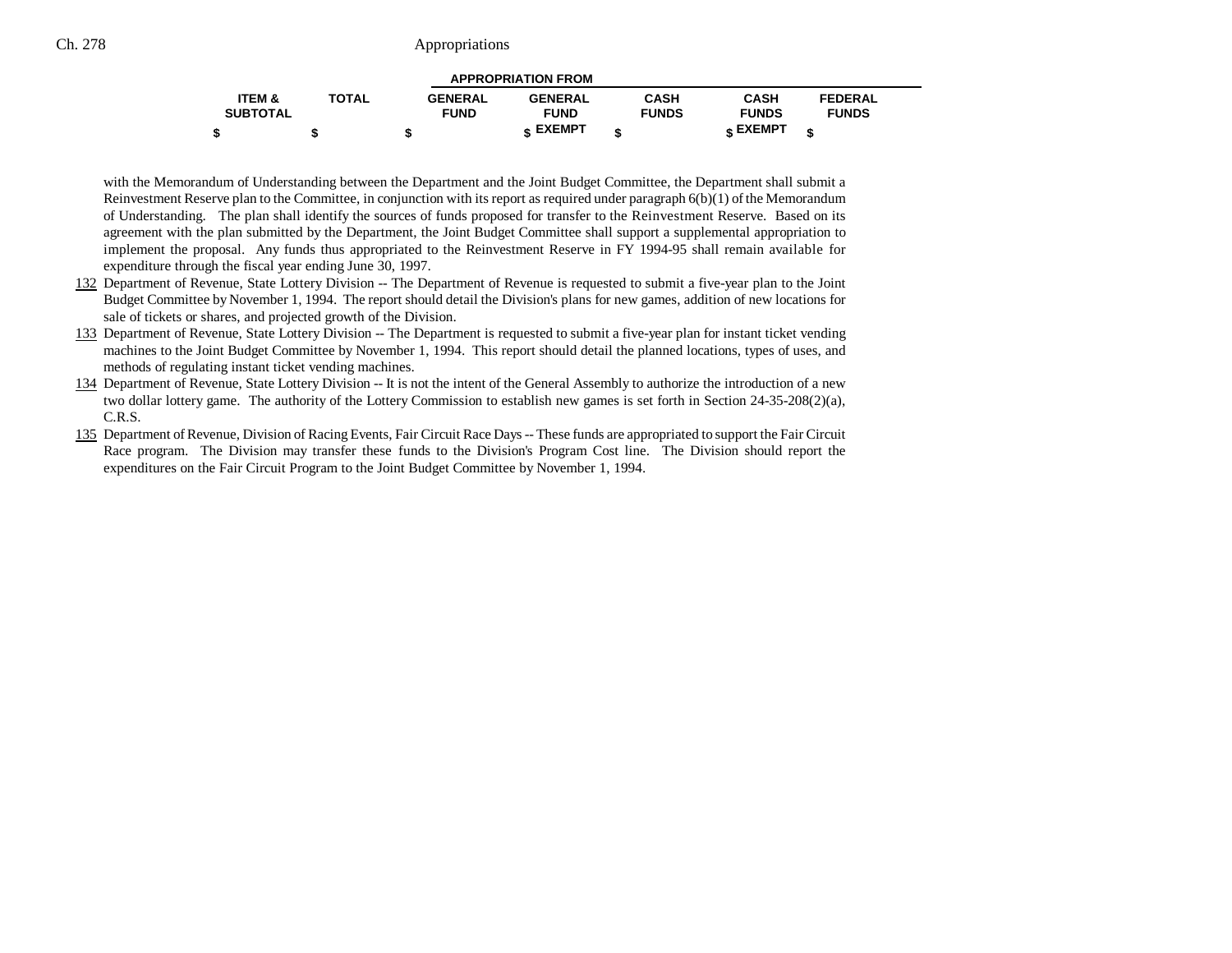| ITEM & SUBTOTAL | TOTAL | APPROPRIATION FROM | | | | |
|---|---|---|---|---|---|---|
| | | GENERAL FUND | GENERAL FUND EXEMPT | CASH FUNDS | CASH FUNDS EXEMPT | FEDERAL FUNDS |
| $ | $ | $ | $ | $ | $ | $ |

with the Memorandum of Understanding between the Department and the Joint Budget Committee, the Department shall submit a Reinvestment Reserve plan to the Committee, in conjunction with its report as required under paragraph 6(b)(1) of the Memorandum of Understanding. The plan shall identify the sources of funds proposed for transfer to the Reinvestment Reserve. Based on its agreement with the plan submitted by the Department, the Joint Budget Committee shall support a supplemental appropriation to implement the proposal. Any funds thus appropriated to the Reinvestment Reserve in FY 1994-95 shall remain available for expenditure through the fiscal year ending June 30, 1997.

132 Department of Revenue, State Lottery Division -- The Department of Revenue is requested to submit a five-year plan to the Joint Budget Committee by November 1, 1994. The report should detail the Division's plans for new games, addition of new locations for sale of tickets or shares, and projected growth of the Division.

133 Department of Revenue, State Lottery Division -- The Department is requested to submit a five-year plan for instant ticket vending machines to the Joint Budget Committee by November 1, 1994. This report should detail the planned locations, types of uses, and methods of regulating instant ticket vending machines.

134 Department of Revenue, State Lottery Division -- It is not the intent of the General Assembly to authorize the introduction of a new two dollar lottery game. The authority of the Lottery Commission to establish new games is set forth in Section 24-35-208(2)(a), C.R.S.

135 Department of Revenue, Division of Racing Events, Fair Circuit Race Days -- These funds are appropriated to support the Fair Circuit Race program. The Division may transfer these funds to the Division's Program Cost line. The Division should report the expenditures on the Fair Circuit Program to the Joint Budget Committee by November 1, 1994.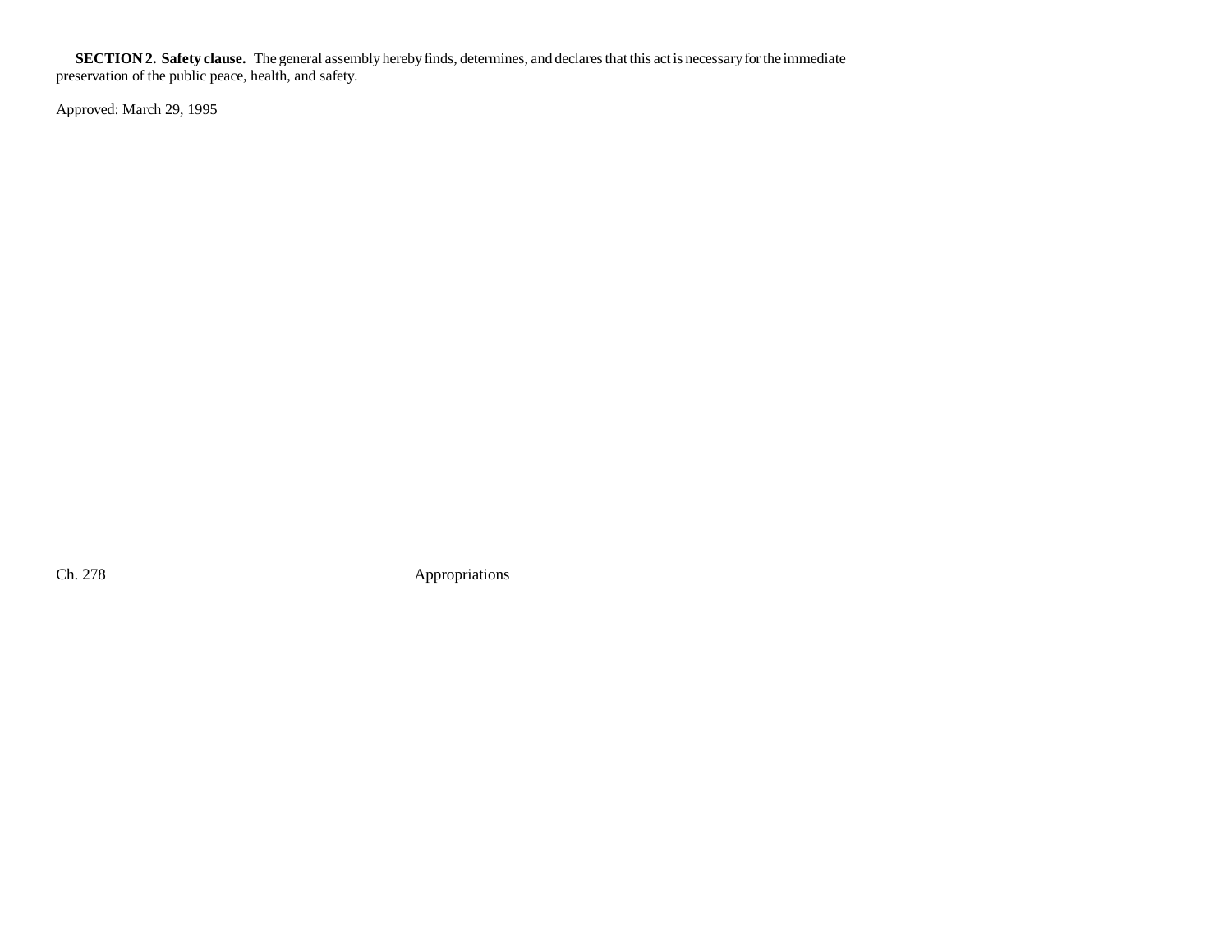**SECTION 2. Safety clause.** The general assembly hereby finds, determines, and declares that this act is necessary for the immediate preservation of the public peace, health, and safety.

Approved: March 29, 1995